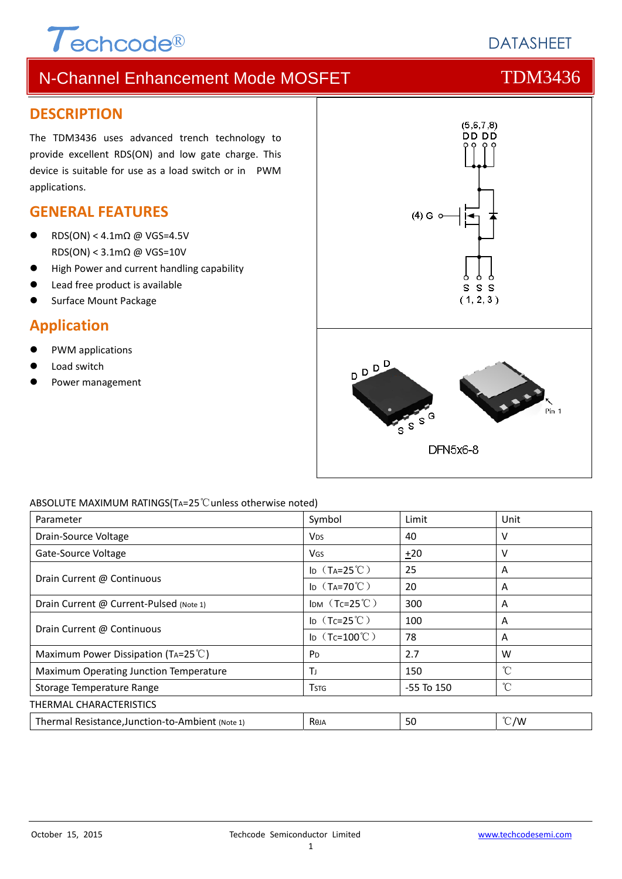# N-Channel Enhancement Mode MOSFET — TDM3436

## DESCRIPTION

The TDM3436 uses advanced trench technology to provide excellent RDS(ON) and low gate charge. This device is suitable for use as a load switch or in PWM applications.

## GENERAL FEATURES

- RDS(ON) < 4.1mΩ @ VGS=4.5V
  RDS(ON) < 3.1mΩ @ VGS=10V
- High Power and current handling capability
- Lead free product is available
- Surface Mount Package

## Application

- PWM applications
- Load switch
- Power management

(5,6,7,8) D D D D

(4) G

S S S (1, 2, 3)

DFN5x6-8

ABSOLUTE MAXIMUM RATINGS($T_A$=25℃unless otherwise noted)

| Parameter | Symbol | Limit | Unit |
|---|---|---|---|
| Drain-Source Voltage | $V_{DS}$ | 40 | V |
| Gate-Source Voltage | $V_{GS}$ | ±20 | V |
| Drain Current @ Continuous | $I_D$ ($T_A$=25℃) | 25 | A |
| | $I_D$ ($T_A$=70℃) | 20 | A |
| Drain Current @ Current-Pulsed (Note 1) | $I_{DM}$ ($T_C$=25℃) | 300 | A |
| Drain Current @ Continuous | $I_D$ ($T_C$=25℃) | 100 | A |
| | $I_D$ ($T_C$=100℃) | 78 | A |
| Maximum Power Dissipation ($T_A$=25℃) | $P_D$ | 2.7 | W |
| Maximum Operating Junction Temperature | $T_J$ | 150 | ℃ |
| Storage Temperature Range | $T_{STG}$ | -55 To 150 | ℃ |

THERMAL CHARACTERISTICS

| Parameter | Symbol | Limit | Unit |
|---|---|---|---|
| Thermal Resistance,Junction-to-Ambient (Note 1) | $R_{\theta JA}$ | 50 | ℃/W |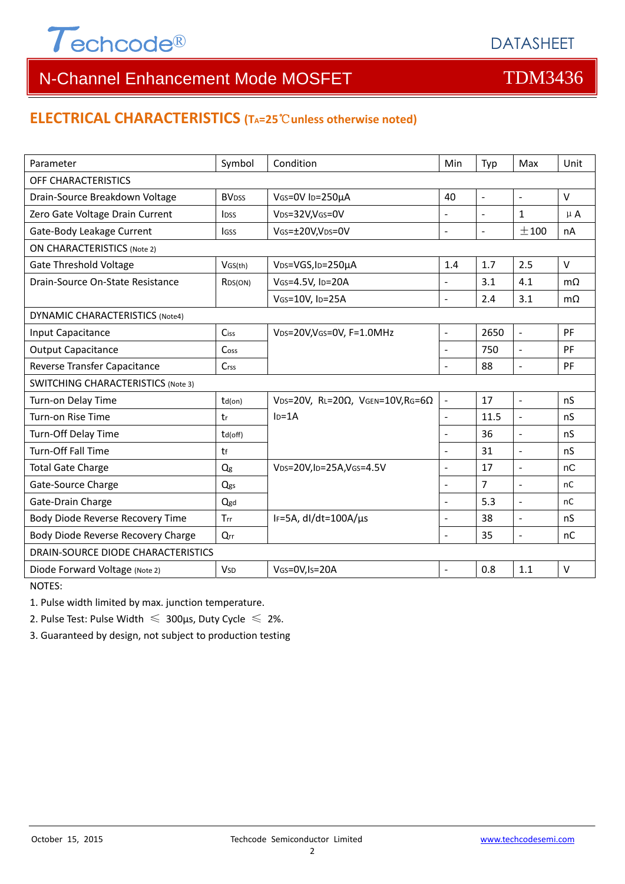# N-Channel Enhancement Mode MOSFET — TDM3436

## ELECTRICAL CHARACTERISTICS ($T_A$=25℃unless otherwise noted)

| Parameter | Symbol | Condition | Min | Typ | Max | Unit |
|---|---|---|---|---|---|---|
| OFF CHARACTERISTICS | | | | | | |
| Drain-Source Breakdown Voltage | $BV_{DSS}$ | $V_{GS}$=0V $I_D$=250µA | 40 | - | - | V |
| Zero Gate Voltage Drain Current | $I_{DSS}$ | $V_{DS}$=32V,$V_{GS}$=0V | - | - | 1 | µA |
| Gate-Body Leakage Current | $I_{GSS}$ | $V_{GS}$=±20V,$V_{DS}$=0V | - | - | ±100 | nA |
| ON CHARACTERISTICS (Note 2) | | | | | | |
| Gate Threshold Voltage | $V_{GS(th)}$ | $V_{DS}$=VGS,$I_D$=250µA | 1.4 | 1.7 | 2.5 | V |
| Drain-Source On-State Resistance | $R_{DS(ON)}$ | $V_{GS}$=4.5V, $I_D$=20A | - | 3.1 | 4.1 | mΩ |
| | | $V_{GS}$=10V, $I_D$=25A | - | 2.4 | 3.1 | mΩ |
| DYNAMIC CHARACTERISTICS (Note4) | | | | | | |
| Input Capacitance | $C_{iss}$ | $V_{DS}$=20V,$V_{GS}$=0V, F=1.0MHz | - | 2650 | - | PF |
| Output Capacitance | $C_{oss}$ | | - | 750 | - | PF |
| Reverse Transfer Capacitance | $C_{rss}$ | | - | 88 | - | PF |
| SWITCHING CHARACTERISTICS (Note 3) | | | | | | |
| Turn-on Delay Time | $t_{d(on)}$ | $V_{DS}$=20V, $R_L$=20Ω, $V_{GEN}$=10V,$R_G$=6Ω $I_D$=1A | - | 17 | - | nS |
| Turn-on Rise Time | $t_r$ | | - | 11.5 | - | nS |
| Turn-Off Delay Time | $t_{d(off)}$ | | - | 36 | - | nS |
| Turn-Off Fall Time | $t_f$ | | - | 31 | - | nS |
| Total Gate Charge | $Q_g$ | $V_{DS}$=20V,$I_D$=25A,$V_{GS}$=4.5V | - | 17 | - | nC |
| Gate-Source Charge | $Q_{gs}$ | | - | 7 | - | nC |
| Gate-Drain Charge | $Q_{gd}$ | | - | 5.3 | - | nC |
| Body Diode Reverse Recovery Time | $T_{rr}$ | $I_F$=5A, dI/dt=100A/µs | - | 38 | - | nS |
| Body Diode Reverse Recovery Charge | $Q_{rr}$ | | - | 35 | - | nC |
| DRAIN-SOURCE DIODE CHARACTERISTICS | | | | | | |
| Diode Forward Voltage (Note 2) | $V_{SD}$ | $V_{GS}$=0V,$I_S$=20A | - | 0.8 | 1.1 | V |

NOTES:

1. Pulse width limited by max. junction temperature.
2. Pulse Test: Pulse Width ≤ 300µs, Duty Cycle ≤ 2%.
3. Guaranteed by design, not subject to production testing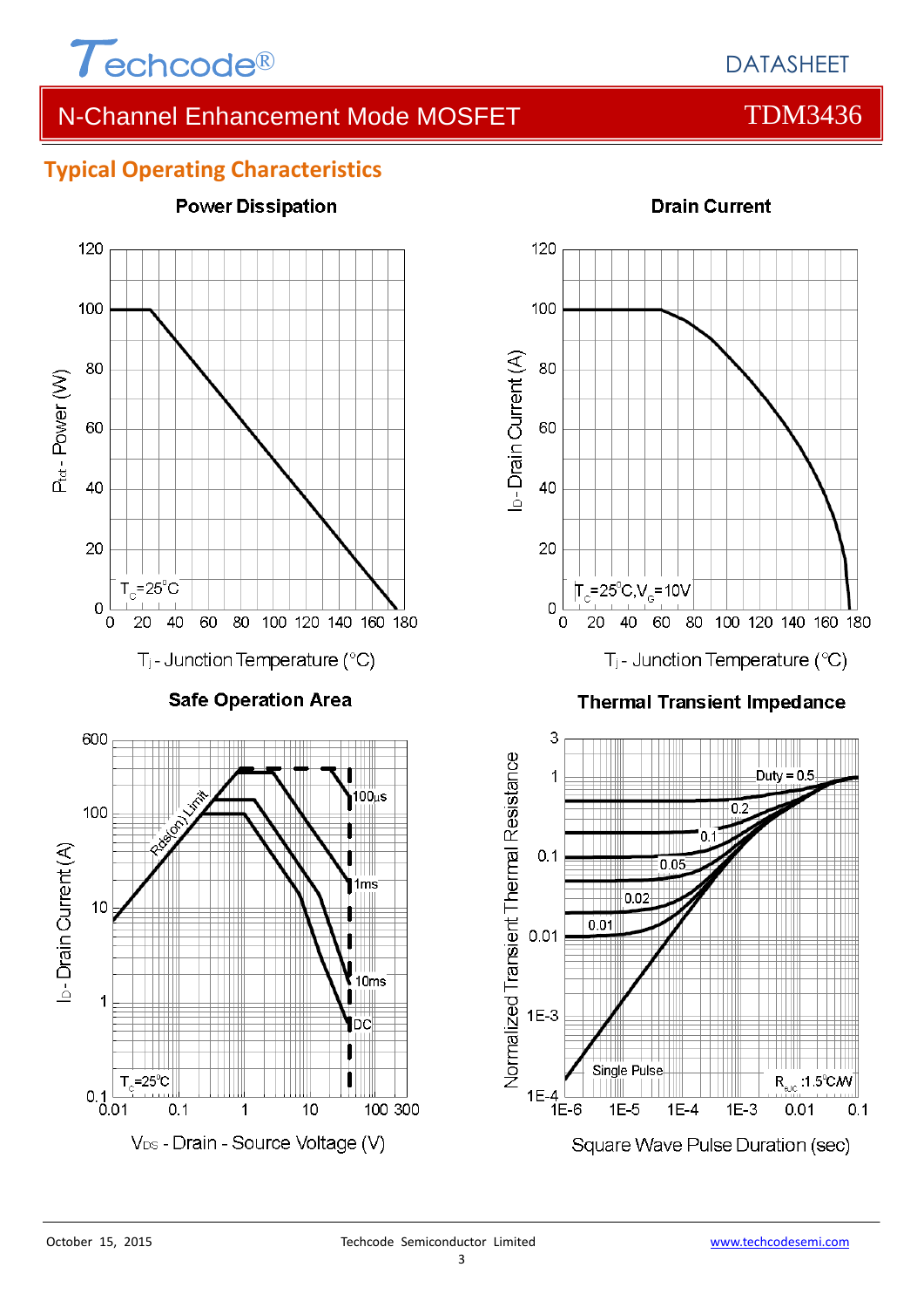## Typical Operating Characteristics

**Power Dissipation**

$P_{tot}$ - Power (W)

$T_C=25^\circ C$

$T_j$ - Junction Temperature (°C)

**Drain Current**

$I_D$ - Drain Current (A)

$T_C=25^\circ C, V_G=10V$

$T_j$ - Junction Temperature (°C)

**Safe Operation Area**

$I_D$ - Drain Current (A)

Rds(on) Limit

100µs

1ms

10ms

DC

$T_C=25^\circ C$

$V_{DS}$ - Drain - Source Voltage (V)

**Thermal Transient Impedance**

Normalized Transient Thermal Resistance

Duty = 0.5

0.2

0.1

0.05

0.02

0.01

Single Pulse

$R_{\theta JC}$ :1.5°C/W

Square Wave Pulse Duration (sec)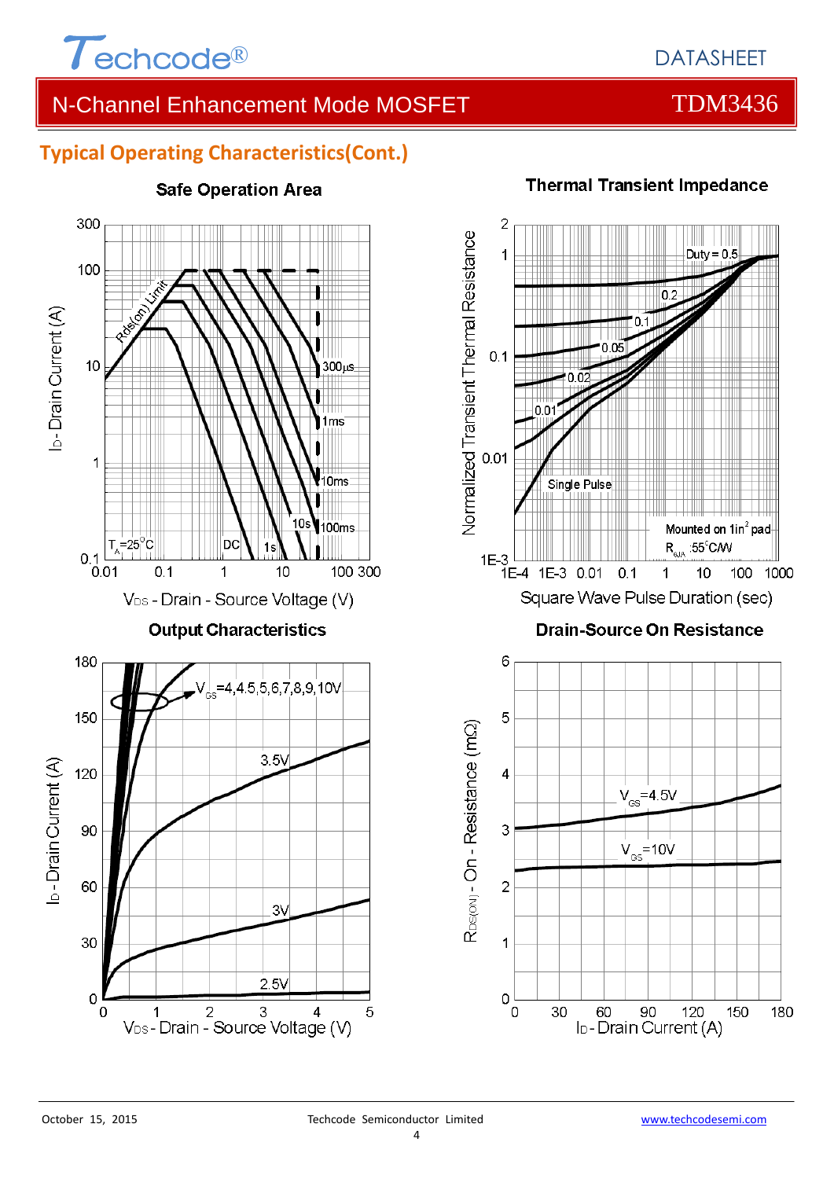## Typical Operating Characteristics(Cont.)

### Safe Operation Area

$T_A=25^{\circ}C$

Rds(on) Limit

300µs, 1ms, 10ms, 100ms, 10s, 1s, DC

$I_D$ - Drain Current (A)

$V_{DS}$ - Drain - Source Voltage (V)

### Thermal Transient Impedance

Duty = 0.5, 0.2, 0.1, 0.05, 0.02, 0.01, Single Pulse

Mounted on 1in$^2$ pad

$R_{\theta JA}$ :55$^{\circ}$C/W

Normalized Transient Thermal Resistance

Square Wave Pulse Duration (sec)

### Output Characteristics

$V_{GS}$=4,4.5,5,6,7,8,9,10V

3.5V, 3V, 2.5V

$I_D$ - Drain Current (A)

$V_{DS}$ - Drain - Source Voltage (V)

### Drain-Source On Resistance

$V_{GS}$=4.5V

$V_{GS}$=10V

$R_{DS(ON)}$ - On - Resistance (mΩ)

$I_D$ - Drain Current (A)

October 15, 2015 Techcode Semiconductor Limited www.techcodesemi.com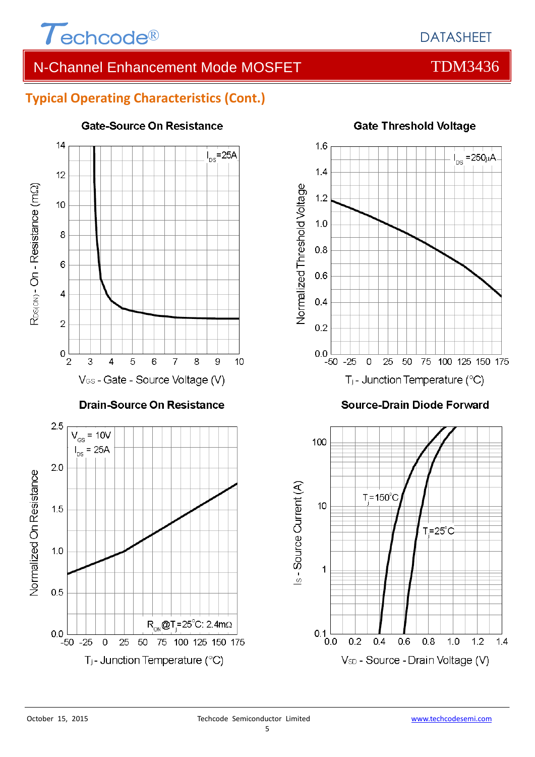## Typical Operating Characteristics (Cont.)

**Gate-Source On Resistance**

$I_{DS}$=25A

$R_{DS(ON)}$ - On - Resistance (mΩ)

$V_{GS}$ - Gate - Source Voltage (V)

**Gate Threshold Voltage**

$I_{DS}$ =250μA

Normalized Threshold Voltage

$T_j$ - Junction Temperature (°C)

**Drain-Source On Resistance**

$V_{GS}$ = 10V
$I_{DS}$ = 25A

$R_{ON}$@$T_j$=25°C: 2.4mΩ

Normalized On Resistance

$T_j$ - Junction Temperature (°C)

**Source-Drain Diode Forward**

$T_j$=150°C

$T_j$=25°C

$I_S$ - Source Current (A)

$V_{SD}$ - Source - Drain Voltage (V)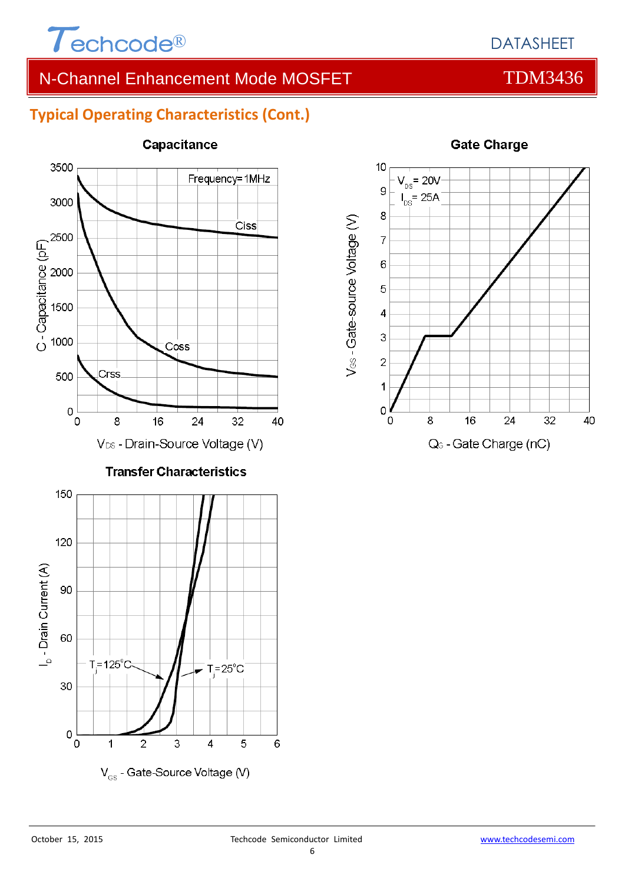## Typical Operating Characteristics (Cont.)

**Capacitance**

Frequency=1MHz

Ciss

Coss

Crss

C - Capacitance (pF)

$V_{DS}$ - Drain-Source Voltage (V)

**Gate Charge**

$V_{DS}$= 20V

$I_{DS}$= 25A

$V_{GS}$ - Gate-source Voltage (V)

$Q_G$ - Gate Charge (nC)

**Transfer Characteristics**

$T_j$=125°C

$T_j$=25°C

$I_D$ - Drain Current (A)

$V_{GS}$ - Gate-Source Voltage (V)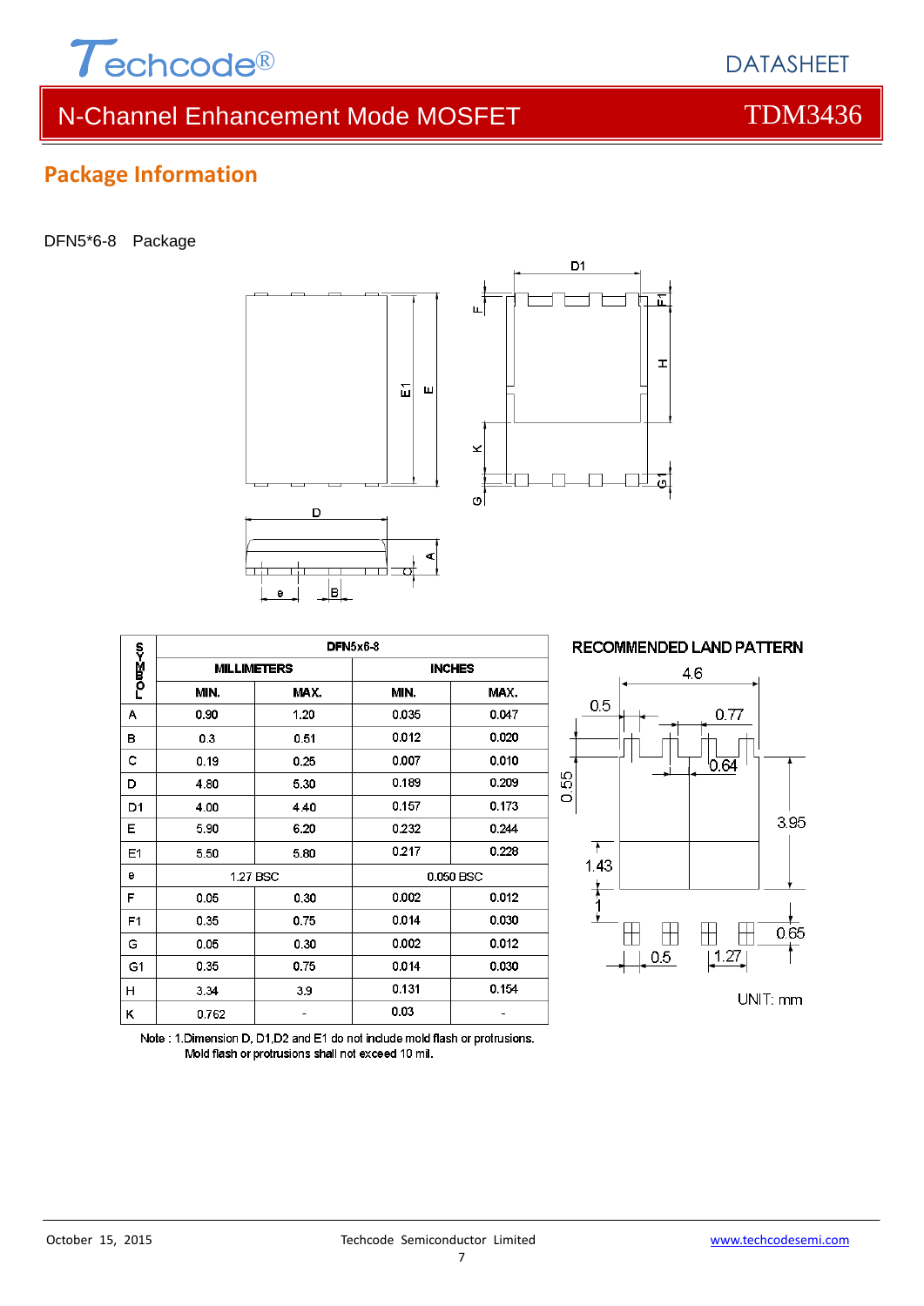## Package Information

DFN5*6-8 Package

| SYMBOL | DFN5x6-8 | | | |
|---|---|---|---|---|
| | MILLIMETERS | | INCHES | |
| | MIN. | MAX. | MIN. | MAX. |
| A | 0.90 | 1.20 | 0.035 | 0.047 |
| B | 0.3 | 0.51 | 0.012 | 0.020 |
| C | 0.19 | 0.25 | 0.007 | 0.010 |
| D | 4.80 | 5.30 | 0.189 | 0.209 |
| D1 | 4.00 | 4.40 | 0.157 | 0.173 |
| E | 5.90 | 6.20 | 0.232 | 0.244 |
| E1 | 5.50 | 5.80 | 0.217 | 0.228 |
| e | 1.27 BSC | | 0.050 BSC | |
| F | 0.05 | 0.30 | 0.002 | 0.012 |
| F1 | 0.35 | 0.75 | 0.014 | 0.030 |
| G | 0.05 | 0.30 | 0.002 | 0.012 |
| G1 | 0.35 | 0.75 | 0.014 | 0.030 |
| H | 3.34 | 3.9 | 0.131 | 0.154 |
| K | 0.762 | - | 0.03 | - |

Note : 1.Dimension D, D1,D2 and E1 do not include mold flash or protrusions. Mold flash or protrusions shall not exceed 10 mil.

RECOMMENDED LAND PATTERN

UNIT: mm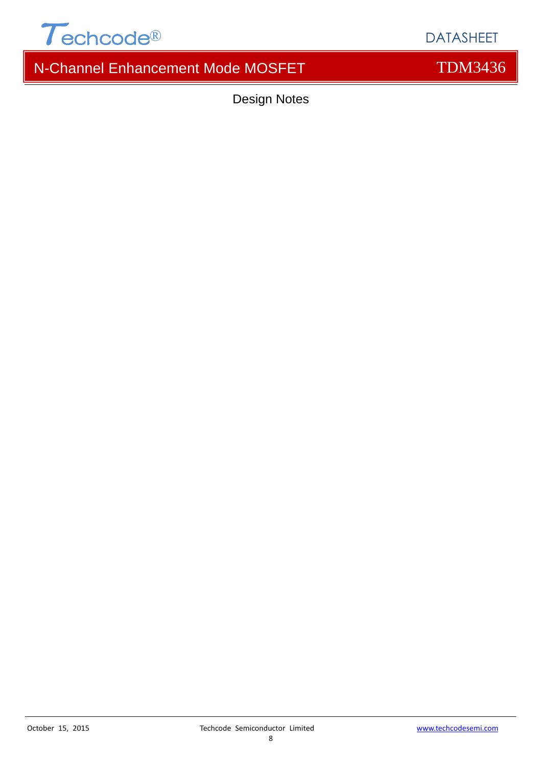## Design Notes